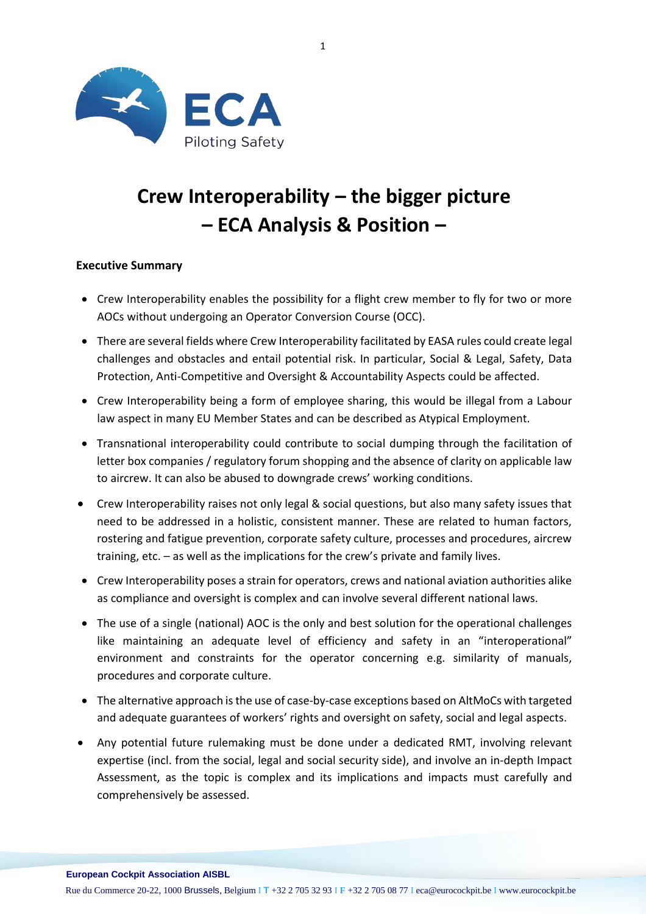# Crew Interoperability – the bigger picture – ECA Analysis & Position –

**Executive Summary**

- Crew Interoperability enables the possibility for a flight crew member to fly for two or more AOCs without undergoing an Operator Conversion Course (OCC).
- There are several fields where Crew Interoperability facilitated by EASA rules could create legal challenges and obstacles and entail potential risk. In particular, Social & Legal, Safety, Data Protection, Anti-Competitive and Oversight & Accountability Aspects could be affected.
- Crew Interoperability being a form of employee sharing, this would be illegal from a Labour law aspect in many EU Member States and can be described as Atypical Employment.
- Transnational interoperability could contribute to social dumping through the facilitation of letter box companies / regulatory forum shopping and the absence of clarity on applicable law to aircrew. It can also be abused to downgrade crews' working conditions.
- Crew Interoperability raises not only legal & social questions, but also many safety issues that need to be addressed in a holistic, consistent manner. These are related to human factors, rostering and fatigue prevention, corporate safety culture, processes and procedures, aircrew training, etc. – as well as the implications for the crew's private and family lives.
- Crew Interoperability poses a strain for operators, crews and national aviation authorities alike as compliance and oversight is complex and can involve several different national laws.
- The use of a single (national) AOC is the only and best solution for the operational challenges like maintaining an adequate level of efficiency and safety in an "interoperational" environment and constraints for the operator concerning e.g. similarity of manuals, procedures and corporate culture.
- The alternative approach is the use of case-by-case exceptions based on AltMoCs with targeted and adequate guarantees of workers' rights and oversight on safety, social and legal aspects.
- Any potential future rulemaking must be done under a dedicated RMT, involving relevant expertise (incl. from the social, legal and social security side), and involve an in-depth Impact Assessment, as the topic is complex and its implications and impacts must carefully and comprehensively be assessed.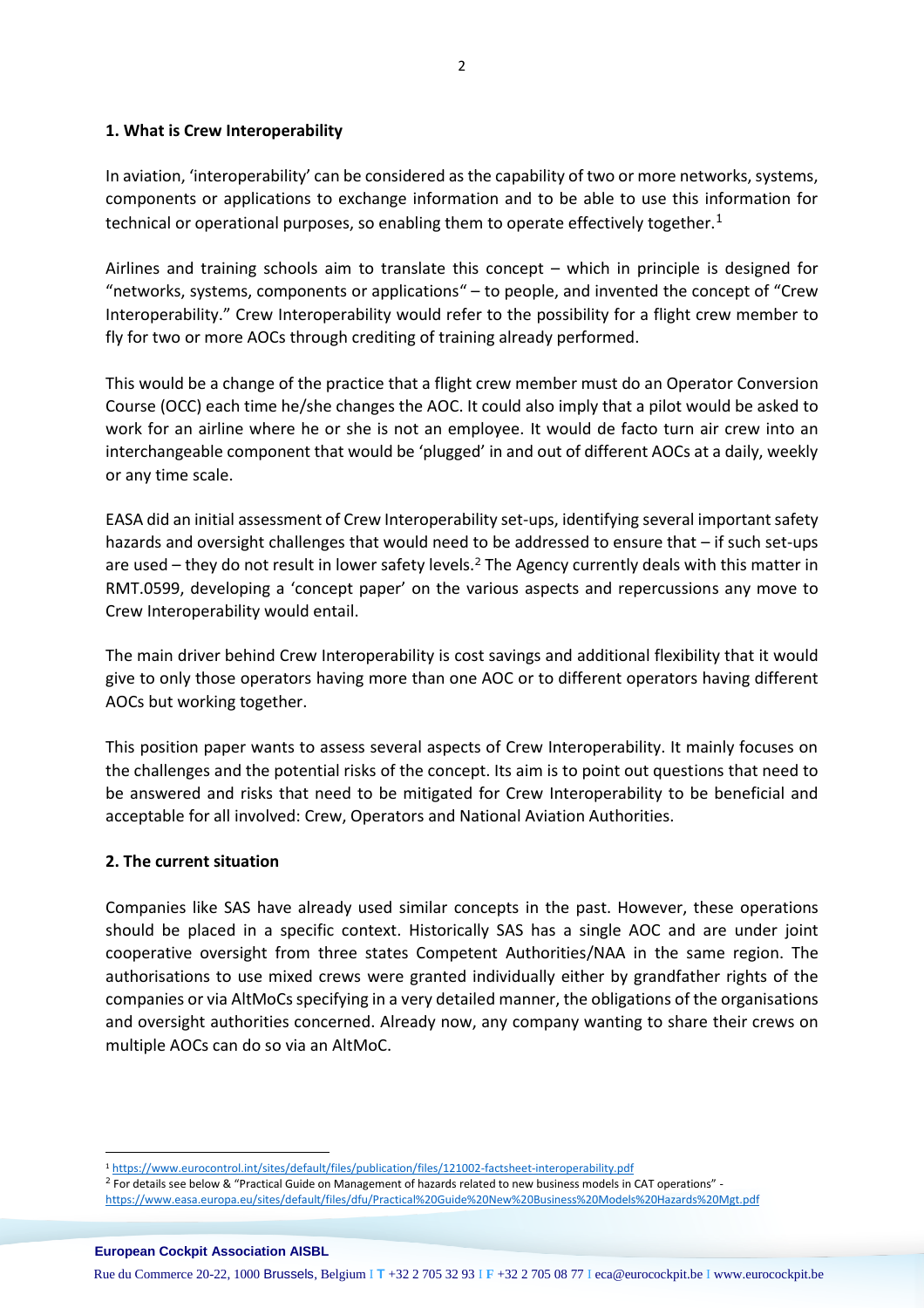## 1. What is Crew Interoperability

In aviation, 'interoperability' can be considered as the capability of two or more networks, systems, components or applications to exchange information and to be able to use this information for technical or operational purposes, so enabling them to operate effectively together.[1]

Airlines and training schools aim to translate this concept – which in principle is designed for "networks, systems, components or applications" – to people, and invented the concept of "Crew Interoperability." Crew Interoperability would refer to the possibility for a flight crew member to fly for two or more AOCs through crediting of training already performed.

This would be a change of the practice that a flight crew member must do an Operator Conversion Course (OCC) each time he/she changes the AOC. It could also imply that a pilot would be asked to work for an airline where he or she is not an employee. It would de facto turn air crew into an interchangeable component that would be 'plugged' in and out of different AOCs at a daily, weekly or any time scale.

EASA did an initial assessment of Crew Interoperability set-ups, identifying several important safety hazards and oversight challenges that would need to be addressed to ensure that – if such set-ups are used – they do not result in lower safety levels.[2] The Agency currently deals with this matter in RMT.0599, developing a 'concept paper' on the various aspects and repercussions any move to Crew Interoperability would entail.

The main driver behind Crew Interoperability is cost savings and additional flexibility that it would give to only those operators having more than one AOC or to different operators having different AOCs but working together.

This position paper wants to assess several aspects of Crew Interoperability. It mainly focuses on the challenges and the potential risks of the concept. Its aim is to point out questions that need to be answered and risks that need to be mitigated for Crew Interoperability to be beneficial and acceptable for all involved: Crew, Operators and National Aviation Authorities.

## 2. The current situation

Companies like SAS have already used similar concepts in the past. However, these operations should be placed in a specific context. Historically SAS has a single AOC and are under joint cooperative oversight from three states Competent Authorities/NAA in the same region. The authorisations to use mixed crews were granted individually either by grandfather rights of the companies or via AltMoCs specifying in a very detailed manner, the obligations of the organisations and oversight authorities concerned. Already now, any company wanting to share their crews on multiple AOCs can do so via an AltMoC.

---

[1] https://www.eurocontrol.int/sites/default/files/publication/files/121002-factsheet-interoperability.pdf

[2] For details see below & "Practical Guide on Management of hazards related to new business models in CAT operations" - https://www.easa.europa.eu/sites/default/files/dfu/Practical%20Guide%20New%20Business%20Models%20Hazards%20Mgt.pdf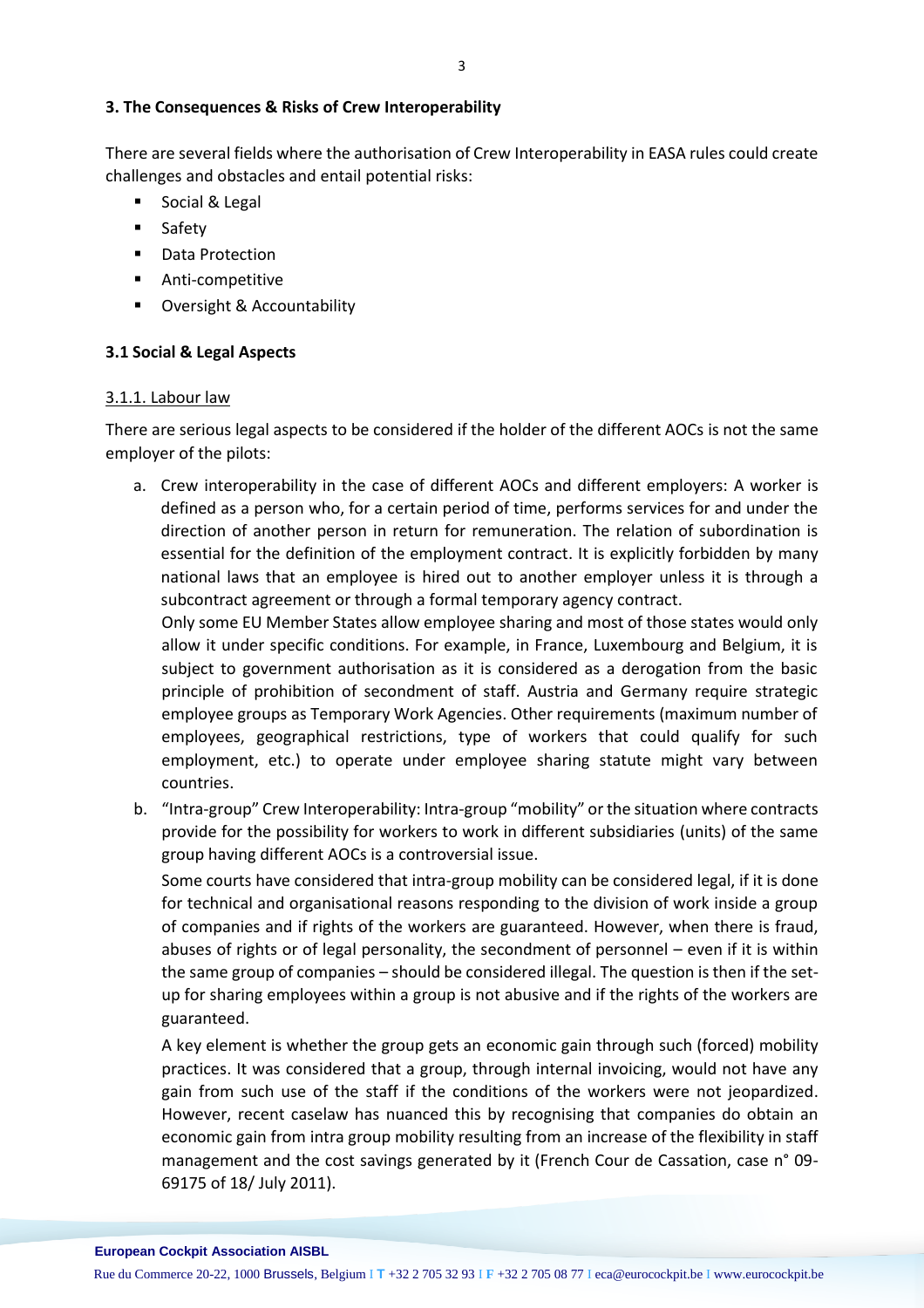## 3. The Consequences & Risks of Crew Interoperability

There are several fields where the authorisation of Crew Interoperability in EASA rules could create challenges and obstacles and entail potential risks:

- Social & Legal
- Safety
- Data Protection
- Anti-competitive
- Oversight & Accountability

### 3.1 Social & Legal Aspects

#### 3.1.1. Labour law

There are serious legal aspects to be considered if the holder of the different AOCs is not the same employer of the pilots:

a. Crew interoperability in the case of different AOCs and different employers: A worker is defined as a person who, for a certain period of time, performs services for and under the direction of another person in return for remuneration. The relation of subordination is essential for the definition of the employment contract. It is explicitly forbidden by many national laws that an employee is hired out to another employer unless it is through a subcontract agreement or through a formal temporary agency contract.

   Only some EU Member States allow employee sharing and most of those states would only allow it under specific conditions. For example, in France, Luxembourg and Belgium, it is subject to government authorisation as it is considered as a derogation from the basic principle of prohibition of secondment of staff. Austria and Germany require strategic employee groups as Temporary Work Agencies. Other requirements (maximum number of employees, geographical restrictions, type of workers that could qualify for such employment, etc.) to operate under employee sharing statute might vary between countries.

b. "Intra-group" Crew Interoperability: Intra-group "mobility" or the situation where contracts provide for the possibility for workers to work in different subsidiaries (units) of the same group having different AOCs is a controversial issue.

   Some courts have considered that intra-group mobility can be considered legal, if it is done for technical and organisational reasons responding to the division of work inside a group of companies and if rights of the workers are guaranteed. However, when there is fraud, abuses of rights or of legal personality, the secondment of personnel – even if it is within the same group of companies – should be considered illegal. The question is then if the set-up for sharing employees within a group is not abusive and if the rights of the workers are guaranteed.

   A key element is whether the group gets an economic gain through such (forced) mobility practices. It was considered that a group, through internal invoicing, would not have any gain from such use of the staff if the conditions of the workers were not jeopardized. However, recent caselaw has nuanced this by recognising that companies do obtain an economic gain from intra group mobility resulting from an increase of the flexibility in staff management and the cost savings generated by it (French Cour de Cassation, case n° 09-69175 of 18/ July 2011).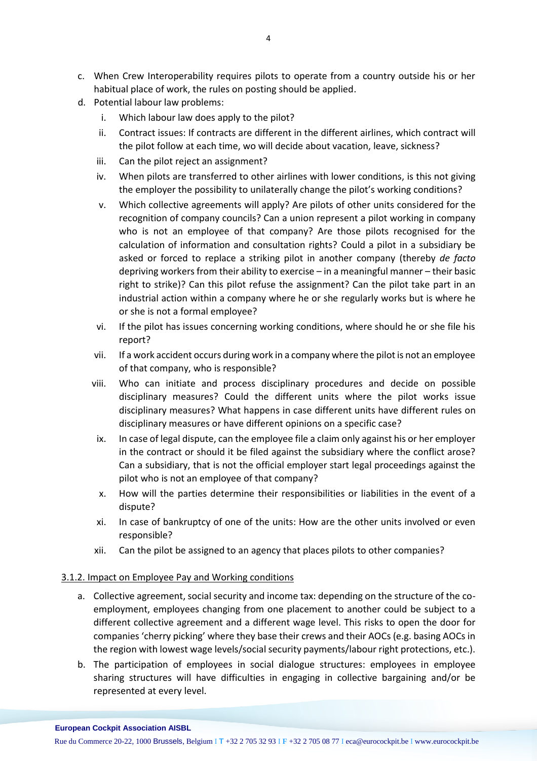c. When Crew Interoperability requires pilots to operate from a country outside his or her habitual place of work, the rules on posting should be applied.

d. Potential labour law problems:

   i. Which labour law does apply to the pilot?

   ii. Contract issues: If contracts are different in the different airlines, which contract will the pilot follow at each time, wo will decide about vacation, leave, sickness?

   iii. Can the pilot reject an assignment?

   iv. When pilots are transferred to other airlines with lower conditions, is this not giving the employer the possibility to unilaterally change the pilot's working conditions?

   v. Which collective agreements will apply? Are pilots of other units considered for the recognition of company councils? Can a union represent a pilot working in company who is not an employee of that company? Are those pilots recognised for the calculation of information and consultation rights? Could a pilot in a subsidiary be asked or forced to replace a striking pilot in another company (thereby *de facto* depriving workers from their ability to exercise – in a meaningful manner – their basic right to strike)? Can this pilot refuse the assignment? Can the pilot take part in an industrial action within a company where he or she regularly works but is where he or she is not a formal employee?

   vi. If the pilot has issues concerning working conditions, where should he or she file his report?

   vii. If a work accident occurs during work in a company where the pilot is not an employee of that company, who is responsible?

   viii. Who can initiate and process disciplinary procedures and decide on possible disciplinary measures? Could the different units where the pilot works issue disciplinary measures? What happens in case different units have different rules on disciplinary measures or have different opinions on a specific case?

   ix. In case of legal dispute, can the employee file a claim only against his or her employer in the contract or should it be filed against the subsidiary where the conflict arose? Can a subsidiary, that is not the official employer start legal proceedings against the pilot who is not an employee of that company?

   x. How will the parties determine their responsibilities or liabilities in the event of a dispute?

   xi. In case of bankruptcy of one of the units: How are the other units involved or even responsible?

   xii. Can the pilot be assigned to an agency that places pilots to other companies?

3.1.2. Impact on Employee Pay and Working conditions

a. Collective agreement, social security and income tax: depending on the structure of the co-employment, employees changing from one placement to another could be subject to a different collective agreement and a different wage level. This risks to open the door for companies 'cherry picking' where they base their crews and their AOCs (e.g. basing AOCs in the region with lowest wage levels/social security payments/labour right protections, etc.).

b. The participation of employees in social dialogue structures: employees in employee sharing structures will have difficulties in engaging in collective bargaining and/or be represented at every level.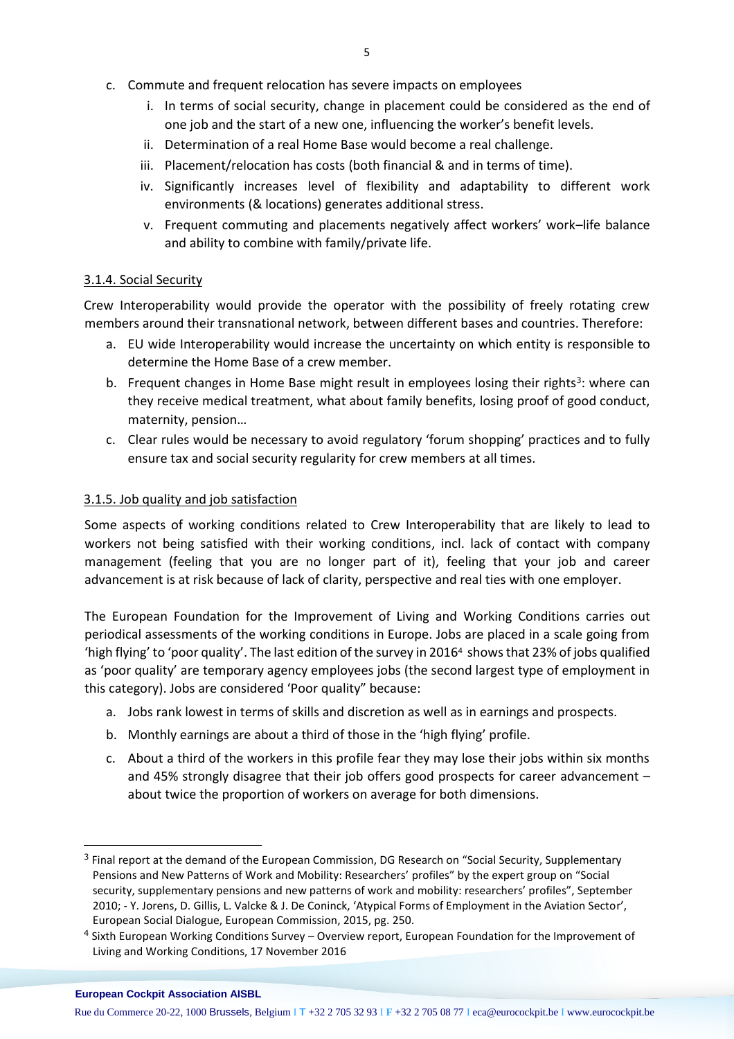c. Commute and frequent relocation has severe impacts on employees
    i. In terms of social security, change in placement could be considered as the end of one job and the start of a new one, influencing the worker's benefit levels.
    ii. Determination of a real Home Base would become a real challenge.
    iii. Placement/relocation has costs (both financial & and in terms of time).
    iv. Significantly increases level of flexibility and adaptability to different work environments (& locations) generates additional stress.
    v. Frequent commuting and placements negatively affect workers' work–life balance and ability to combine with family/private life.

### 3.1.4. Social Security

Crew Interoperability would provide the operator with the possibility of freely rotating crew members around their transnational network, between different bases and countries. Therefore:

a. EU wide Interoperability would increase the uncertainty on which entity is responsible to determine the Home Base of a crew member.
b. Frequent changes in Home Base might result in employees losing their rights[3]: where can they receive medical treatment, what about family benefits, losing proof of good conduct, maternity, pension…
c. Clear rules would be necessary to avoid regulatory 'forum shopping' practices and to fully ensure tax and social security regularity for crew members at all times.

### 3.1.5. Job quality and job satisfaction

Some aspects of working conditions related to Crew Interoperability that are likely to lead to workers not being satisfied with their working conditions, incl. lack of contact with company management (feeling that you are no longer part of it), feeling that your job and career advancement is at risk because of lack of clarity, perspective and real ties with one employer.

The European Foundation for the Improvement of Living and Working Conditions carries out periodical assessments of the working conditions in Europe. Jobs are placed in a scale going from 'high flying' to 'poor quality'. The last edition of the survey in 2016[4] shows that 23% of jobs qualified as 'poor quality' are temporary agency employees jobs (the second largest type of employment in this category). Jobs are considered 'Poor quality" because:

a. Jobs rank lowest in terms of skills and discretion as well as in earnings and prospects.
b. Monthly earnings are about a third of those in the 'high flying' profile.
c. About a third of the workers in this profile fear they may lose their jobs within six months and 45% strongly disagree that their job offers good prospects for career advancement – about twice the proportion of workers on average for both dimensions.

---

[3] Final report at the demand of the European Commission, DG Research on "Social Security, Supplementary Pensions and New Patterns of Work and Mobility: Researchers' profiles" by the expert group on "Social security, supplementary pensions and new patterns of work and mobility: researchers' profiles", September 2010; - Y. Jorens, D. Gillis, L. Valcke & J. De Coninck, 'Atypical Forms of Employment in the Aviation Sector', European Social Dialogue, European Commission, 2015, pg. 250.

[4] Sixth European Working Conditions Survey – Overview report, European Foundation for the Improvement of Living and Working Conditions, 17 November 2016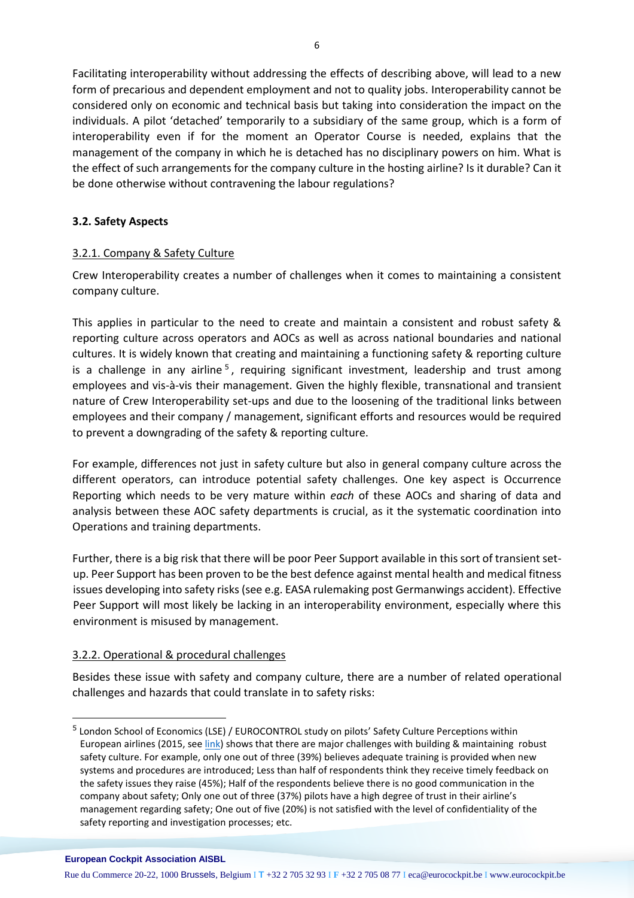Facilitating interoperability without addressing the effects of describing above, will lead to a new form of precarious and dependent employment and not to quality jobs. Interoperability cannot be considered only on economic and technical basis but taking into consideration the impact on the individuals. A pilot 'detached' temporarily to a subsidiary of the same group, which is a form of interoperability even if for the moment an Operator Course is needed, explains that the management of the company in which he is detached has no disciplinary powers on him. What is the effect of such arrangements for the company culture in the hosting airline? Is it durable? Can it be done otherwise without contravening the labour regulations?

### 3.2. Safety Aspects

#### 3.2.1. Company & Safety Culture

Crew Interoperability creates a number of challenges when it comes to maintaining a consistent company culture.

This applies in particular to the need to create and maintain a consistent and robust safety & reporting culture across operators and AOCs as well as across national boundaries and national cultures. It is widely known that creating and maintaining a functioning safety & reporting culture is a challenge in any airline [5], requiring significant investment, leadership and trust among employees and vis-à-vis their management. Given the highly flexible, transnational and transient nature of Crew Interoperability set-ups and due to the loosening of the traditional links between employees and their company / management, significant efforts and resources would be required to prevent a downgrading of the safety & reporting culture.

For example, differences not just in safety culture but also in general company culture across the different operators, can introduce potential safety challenges. One key aspect is Occurrence Reporting which needs to be very mature within *each* of these AOCs and sharing of data and analysis between these AOC safety departments is crucial, as it the systematic coordination into Operations and training departments.

Further, there is a big risk that there will be poor Peer Support available in this sort of transient set-up. Peer Support has been proven to be the best defence against mental health and medical fitness issues developing into safety risks (see e.g. EASA rulemaking post Germanwings accident). Effective Peer Support will most likely be lacking in an interoperability environment, especially where this environment is misused by management.

#### 3.2.2. Operational & procedural challenges

Besides these issue with safety and company culture, there are a number of related operational challenges and hazards that could translate in to safety risks:

---

[5] London School of Economics (LSE) / EUROCONTROL study on pilots' Safety Culture Perceptions within European airlines (2015, see link) shows that there are major challenges with building & maintaining robust safety culture. For example, only one out of three (39%) believes adequate training is provided when new systems and procedures are introduced; Less than half of respondents think they receive timely feedback on the safety issues they raise (45%); Half of the respondents believe there is no good communication in the company about safety; Only one out of three (37%) pilots have a high degree of trust in their airline's management regarding safety; One out of five (20%) is not satisfied with the level of confidentiality of the safety reporting and investigation processes; etc.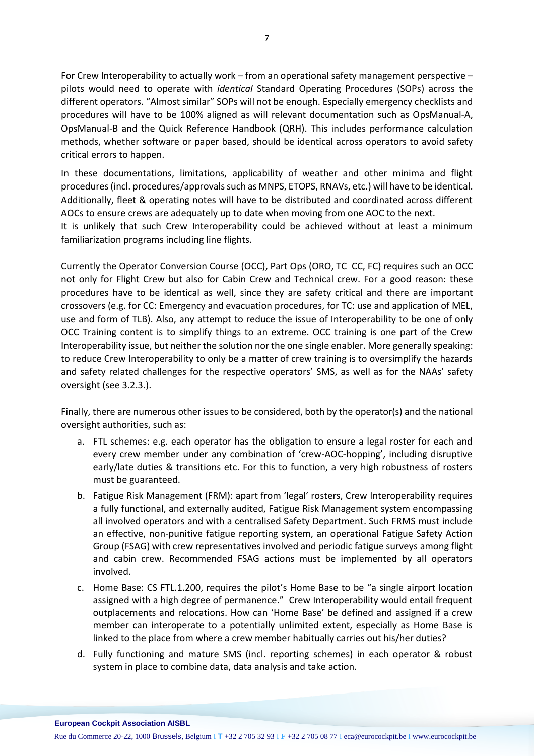For Crew Interoperability to actually work – from an operational safety management perspective – pilots would need to operate with *identical* Standard Operating Procedures (SOPs) across the different operators. "Almost similar" SOPs will not be enough. Especially emergency checklists and procedures will have to be 100% aligned as will relevant documentation such as OpsManual-A, OpsManual-B and the Quick Reference Handbook (QRH). This includes performance calculation methods, whether software or paper based, should be identical across operators to avoid safety critical errors to happen.

In these documentations, limitations, applicability of weather and other minima and flight procedures (incl. procedures/approvals such as MNPS, ETOPS, RNAVs, etc.) will have to be identical. Additionally, fleet & operating notes will have to be distributed and coordinated across different AOCs to ensure crews are adequately up to date when moving from one AOC to the next.
It is unlikely that such Crew Interoperability could be achieved without at least a minimum familiarization programs including line flights.

Currently the Operator Conversion Course (OCC), Part Ops (ORO, TC CC, FC) requires such an OCC not only for Flight Crew but also for Cabin Crew and Technical crew. For a good reason: these procedures have to be identical as well, since they are safety critical and there are important crossovers (e.g. for CC: Emergency and evacuation procedures, for TC: use and application of MEL, use and form of TLB). Also, any attempt to reduce the issue of Interoperability to be one of only OCC Training content is to simplify things to an extreme. OCC training is one part of the Crew Interoperability issue, but neither the solution nor the one single enabler. More generally speaking: to reduce Crew Interoperability to only be a matter of crew training is to oversimplify the hazards and safety related challenges for the respective operators' SMS, as well as for the NAAs' safety oversight (see 3.2.3.).

Finally, there are numerous other issues to be considered, both by the operator(s) and the national oversight authorities, such as:

a. FTL schemes: e.g. each operator has the obligation to ensure a legal roster for each and every crew member under any combination of 'crew-AOC-hopping', including disruptive early/late duties & transitions etc. For this to function, a very high robustness of rosters must be guaranteed.
b. Fatigue Risk Management (FRM): apart from 'legal' rosters, Crew Interoperability requires a fully functional, and externally audited, Fatigue Risk Management system encompassing all involved operators and with a centralised Safety Department. Such FRMS must include an effective, non-punitive fatigue reporting system, an operational Fatigue Safety Action Group (FSAG) with crew representatives involved and periodic fatigue surveys among flight and cabin crew. Recommended FSAG actions must be implemented by all operators involved.
c. Home Base: CS FTL.1.200, requires the pilot's Home Base to be "a single airport location assigned with a high degree of permanence." Crew Interoperability would entail frequent outplacements and relocations. How can 'Home Base' be defined and assigned if a crew member can interoperate to a potentially unlimited extent, especially as Home Base is linked to the place from where a crew member habitually carries out his/her duties?
d. Fully functioning and mature SMS (incl. reporting schemes) in each operator & robust system in place to combine data, data analysis and take action.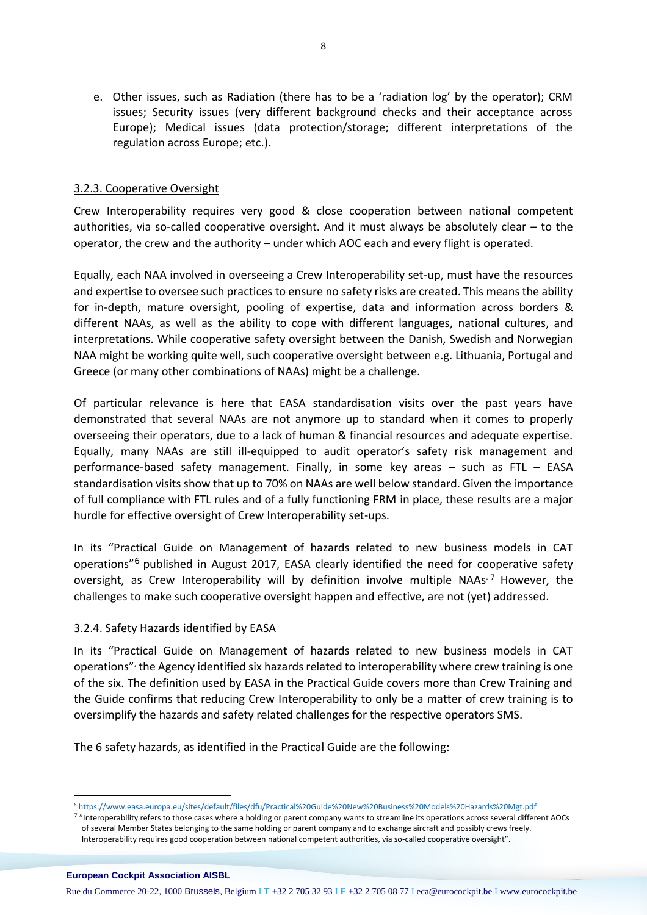e. Other issues, such as Radiation (there has to be a 'radiation log' by the operator); CRM issues; Security issues (very different background checks and their acceptance across Europe); Medical issues (data protection/storage; different interpretations of the regulation across Europe; etc.).

### 3.2.3. Cooperative Oversight

Crew Interoperability requires very good & close cooperation between national competent authorities, via so-called cooperative oversight. And it must always be absolutely clear – to the operator, the crew and the authority – under which AOC each and every flight is operated.

Equally, each NAA involved in overseeing a Crew Interoperability set-up, must have the resources and expertise to oversee such practices to ensure no safety risks are created. This means the ability for in-depth, mature oversight, pooling of expertise, data and information across borders & different NAAs, as well as the ability to cope with different languages, national cultures, and interpretations. While cooperative safety oversight between the Danish, Swedish and Norwegian NAA might be working quite well, such cooperative oversight between e.g. Lithuania, Portugal and Greece (or many other combinations of NAAs) might be a challenge.

Of particular relevance is here that EASA standardisation visits over the past years have demonstrated that several NAAs are not anymore up to standard when it comes to properly overseeing their operators, due to a lack of human & financial resources and adequate expertise. Equally, many NAAs are still ill-equipped to audit operator's safety risk management and performance-based safety management. Finally, in some key areas – such as FTL – EASA standardisation visits show that up to 70% on NAAs are well below standard. Given the importance of full compliance with FTL rules and of a fully functioning FRM in place, these results are a major hurdle for effective oversight of Crew Interoperability set-ups.

In its "Practical Guide on Management of hazards related to new business models in CAT operations"[6] published in August 2017, EASA clearly identified the need for cooperative safety oversight, as Crew Interoperability will by definition involve multiple NAAs.[7] However, the challenges to make such cooperative oversight happen and effective, are not (yet) addressed.

### 3.2.4. Safety Hazards identified by EASA

In its "Practical Guide on Management of hazards related to new business models in CAT operations", the Agency identified six hazards related to interoperability where crew training is one of the six. The definition used by EASA in the Practical Guide covers more than Crew Training and the Guide confirms that reducing Crew Interoperability to only be a matter of crew training is to oversimplify the hazards and safety related challenges for the respective operators SMS.

The 6 safety hazards, as identified in the Practical Guide are the following:

---

[6] https://www.easa.europa.eu/sites/default/files/dfu/Practical%20Guide%20New%20Business%20Models%20Hazards%20Mgt.pdf

[7] "Interoperability refers to those cases where a holding or parent company wants to streamline its operations across several different AOCs of several Member States belonging to the same holding or parent company and to exchange aircraft and possibly crews freely. Interoperability requires good cooperation between national competent authorities, via so-called cooperative oversight".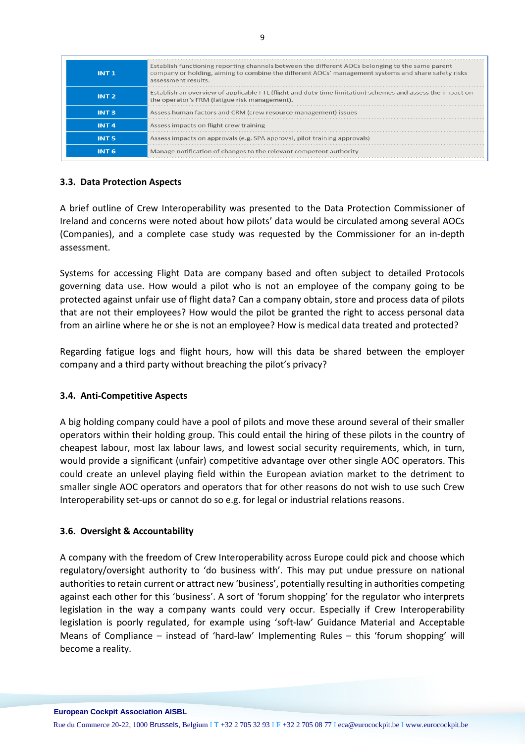| | |
|---|---|
| **INT 1** | Establish functioning reporting channels between the different AOCs belonging to the same parent company or holding, aiming to combine the different AOCs' management systems and share safety risks assessment results. |
| **INT 2** | Establish an overview of applicable FTL (flight and duty time limitation) schemes and assess the impact on the operator's FRM (fatigue risk management). |
| **INT 3** | Assess human factors and CRM (crew resource management) issues |
| **INT 4** | Assess impacts on flight crew training |
| **INT 5** | Assess impacts on approvals (e.g. SPA approval, pilot training approvals) |
| **INT 6** | Manage notification of changes to the relevant competent authority |

### 3.3. Data Protection Aspects

A brief outline of Crew Interoperability was presented to the Data Protection Commissioner of Ireland and concerns were noted about how pilots' data would be circulated among several AOCs (Companies), and a complete case study was requested by the Commissioner for an in-depth assessment.

Systems for accessing Flight Data are company based and often subject to detailed Protocols governing data use. How would a pilot who is not an employee of the company going to be protected against unfair use of flight data? Can a company obtain, store and process data of pilots that are not their employees? How would the pilot be granted the right to access personal data from an airline where he or she is not an employee? How is medical data treated and protected?

Regarding fatigue logs and flight hours, how will this data be shared between the employer company and a third party without breaching the pilot's privacy?

### 3.4. Anti-Competitive Aspects

A big holding company could have a pool of pilots and move these around several of their smaller operators within their holding group. This could entail the hiring of these pilots in the country of cheapest labour, most lax labour laws, and lowest social security requirements, which, in turn, would provide a significant (unfair) competitive advantage over other single AOC operators. This could create an unlevel playing field within the European aviation market to the detriment to smaller single AOC operators and operators that for other reasons do not wish to use such Crew Interoperability set-ups or cannot do so e.g. for legal or industrial relations reasons.

### 3.6. Oversight & Accountability

A company with the freedom of Crew Interoperability across Europe could pick and choose which regulatory/oversight authority to 'do business with'. This may put undue pressure on national authorities to retain current or attract new 'business', potentially resulting in authorities competing against each other for this 'business'. A sort of 'forum shopping' for the regulator who interprets legislation in the way a company wants could very occur. Especially if Crew Interoperability legislation is poorly regulated, for example using 'soft-law' Guidance Material and Acceptable Means of Compliance – instead of 'hard-law' Implementing Rules – this 'forum shopping' will become a reality.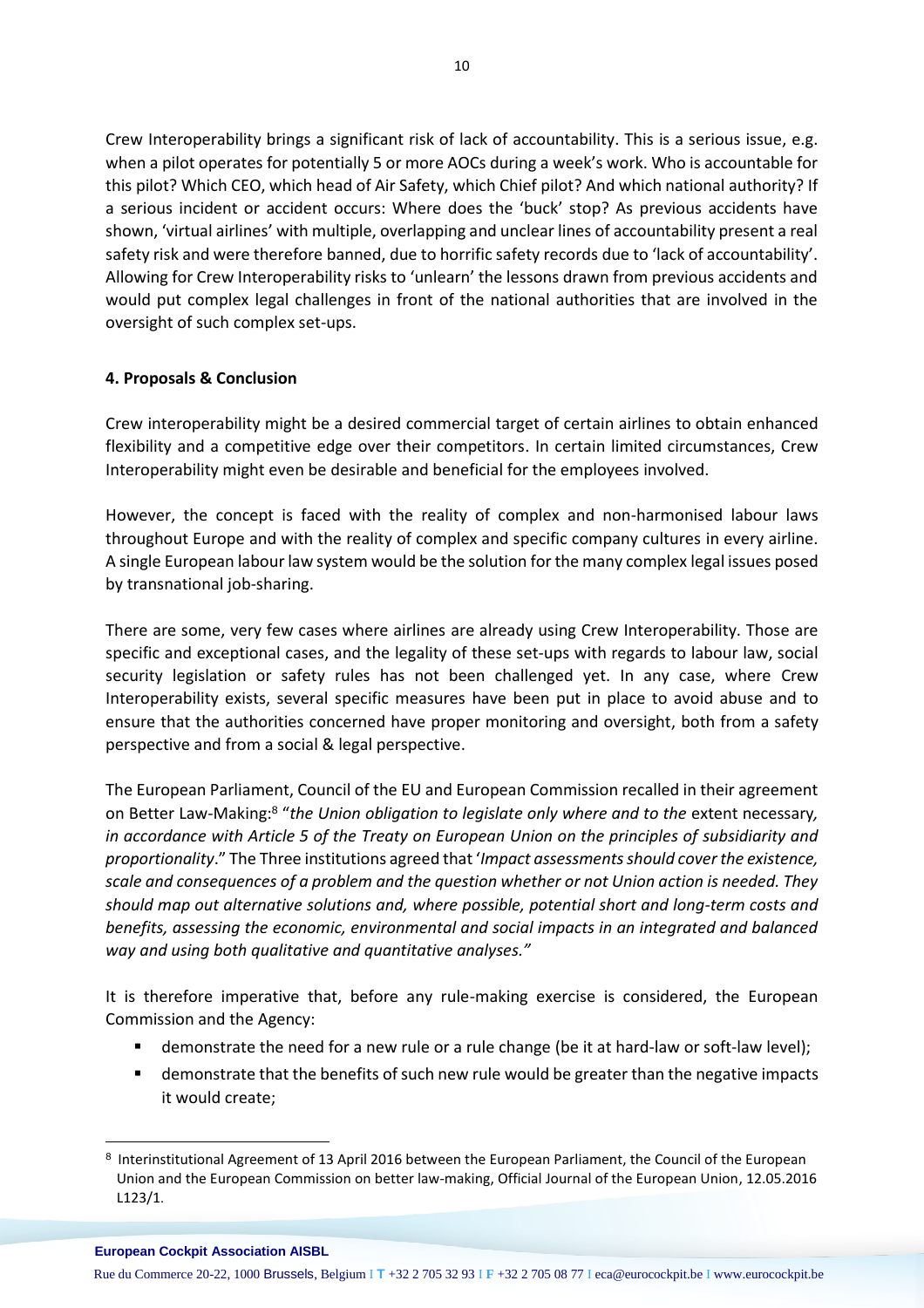Crew Interoperability brings a significant risk of lack of accountability. This is a serious issue, e.g. when a pilot operates for potentially 5 or more AOCs during a week's work. Who is accountable for this pilot? Which CEO, which head of Air Safety, which Chief pilot? And which national authority? If a serious incident or accident occurs: Where does the 'buck' stop? As previous accidents have shown, 'virtual airlines' with multiple, overlapping and unclear lines of accountability present a real safety risk and were therefore banned, due to horrific safety records due to 'lack of accountability'. Allowing for Crew Interoperability risks to 'unlearn' the lessons drawn from previous accidents and would put complex legal challenges in front of the national authorities that are involved in the oversight of such complex set-ups.

**4. Proposals & Conclusion**

Crew interoperability might be a desired commercial target of certain airlines to obtain enhanced flexibility and a competitive edge over their competitors. In certain limited circumstances, Crew Interoperability might even be desirable and beneficial for the employees involved.

However, the concept is faced with the reality of complex and non-harmonised labour laws throughout Europe and with the reality of complex and specific company cultures in every airline. A single European labour law system would be the solution for the many complex legal issues posed by transnational job-sharing.

There are some, very few cases where airlines are already using Crew Interoperability. Those are specific and exceptional cases, and the legality of these set-ups with regards to labour law, social security legislation or safety rules has not been challenged yet. In any case, where Crew Interoperability exists, several specific measures have been put in place to avoid abuse and to ensure that the authorities concerned have proper monitoring and oversight, both from a safety perspective and from a social & legal perspective.

The European Parliament, Council of the EU and European Commission recalled in their agreement on Better Law-Making:[8] "*the Union obligation to legislate only where and to the* extent necessary*, in accordance with Article 5 of the Treaty on European Union on the principles of subsidiarity and proportionality*." The Three institutions agreed that '*Impact assessments should cover the existence, scale and consequences of a problem and the question whether or not Union action is needed. They should map out alternative solutions and, where possible, potential short and long-term costs and benefits, assessing the economic, environmental and social impacts in an integrated and balanced way and using both qualitative and quantitative analyses."*

It is therefore imperative that, before any rule-making exercise is considered, the European Commission and the Agency:

- demonstrate the need for a new rule or a rule change (be it at hard-law or soft-law level);
- demonstrate that the benefits of such new rule would be greater than the negative impacts it would create;

[8] Interinstitutional Agreement of 13 April 2016 between the European Parliament, the Council of the European Union and the European Commission on better law-making, Official Journal of the European Union, 12.05.2016 L123/1.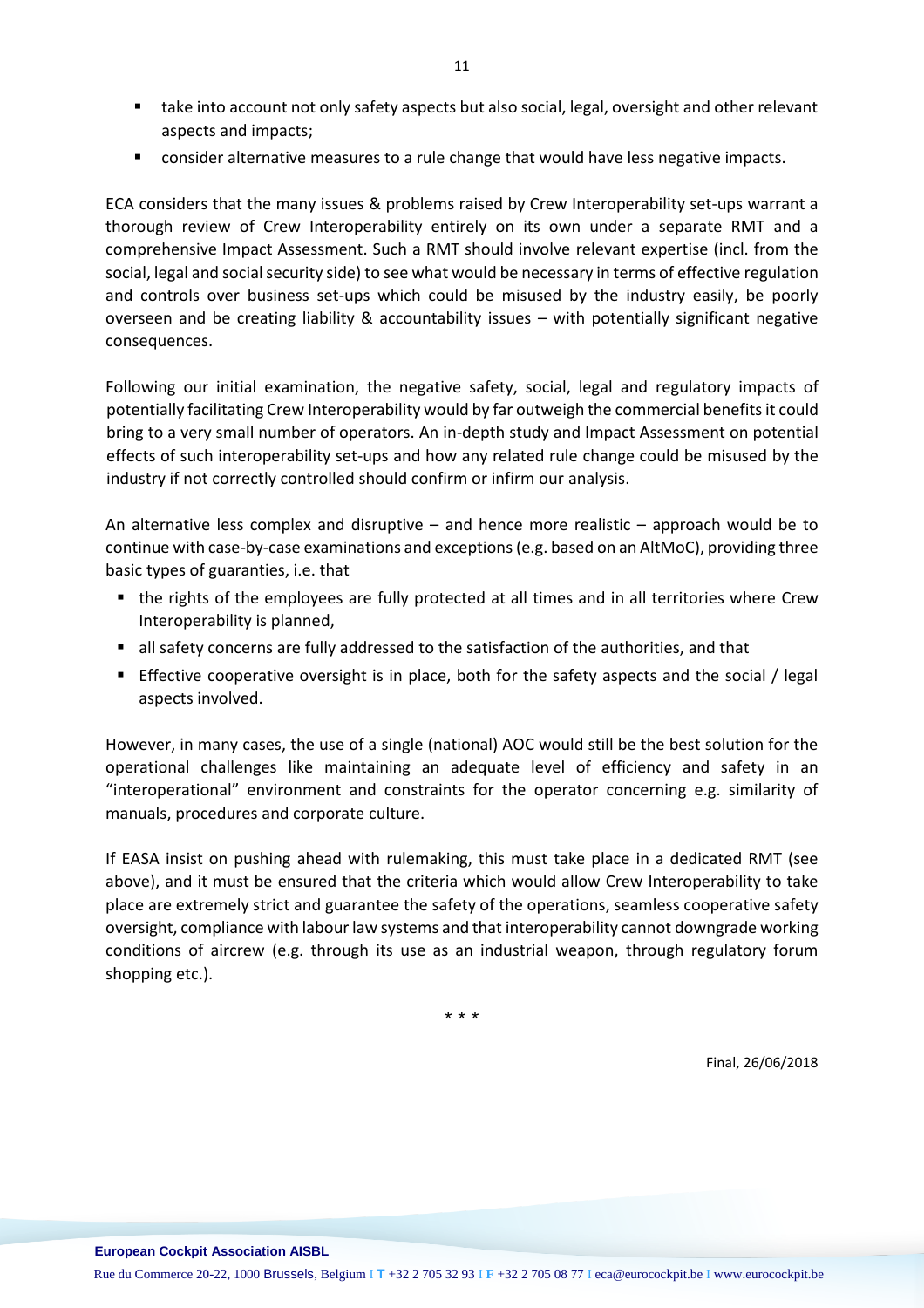- take into account not only safety aspects but also social, legal, oversight and other relevant aspects and impacts;
- consider alternative measures to a rule change that would have less negative impacts.

ECA considers that the many issues & problems raised by Crew Interoperability set-ups warrant a thorough review of Crew Interoperability entirely on its own under a separate RMT and a comprehensive Impact Assessment. Such a RMT should involve relevant expertise (incl. from the social, legal and social security side) to see what would be necessary in terms of effective regulation and controls over business set-ups which could be misused by the industry easily, be poorly overseen and be creating liability & accountability issues – with potentially significant negative consequences.

Following our initial examination, the negative safety, social, legal and regulatory impacts of potentially facilitating Crew Interoperability would by far outweigh the commercial benefits it could bring to a very small number of operators. An in-depth study and Impact Assessment on potential effects of such interoperability set-ups and how any related rule change could be misused by the industry if not correctly controlled should confirm or infirm our analysis.

An alternative less complex and disruptive – and hence more realistic – approach would be to continue with case-by-case examinations and exceptions (e.g. based on an AltMoC), providing three basic types of guaranties, i.e. that

- the rights of the employees are fully protected at all times and in all territories where Crew Interoperability is planned,
- all safety concerns are fully addressed to the satisfaction of the authorities, and that
- Effective cooperative oversight is in place, both for the safety aspects and the social / legal aspects involved.

However, in many cases, the use of a single (national) AOC would still be the best solution for the operational challenges like maintaining an adequate level of efficiency and safety in an "interoperational" environment and constraints for the operator concerning e.g. similarity of manuals, procedures and corporate culture.

If EASA insist on pushing ahead with rulemaking, this must take place in a dedicated RMT (see above), and it must be ensured that the criteria which would allow Crew Interoperability to take place are extremely strict and guarantee the safety of the operations, seamless cooperative safety oversight, compliance with labour law systems and that interoperability cannot downgrade working conditions of aircrew (e.g. through its use as an industrial weapon, through regulatory forum shopping etc.).

\* \* \*

Final, 26/06/2018